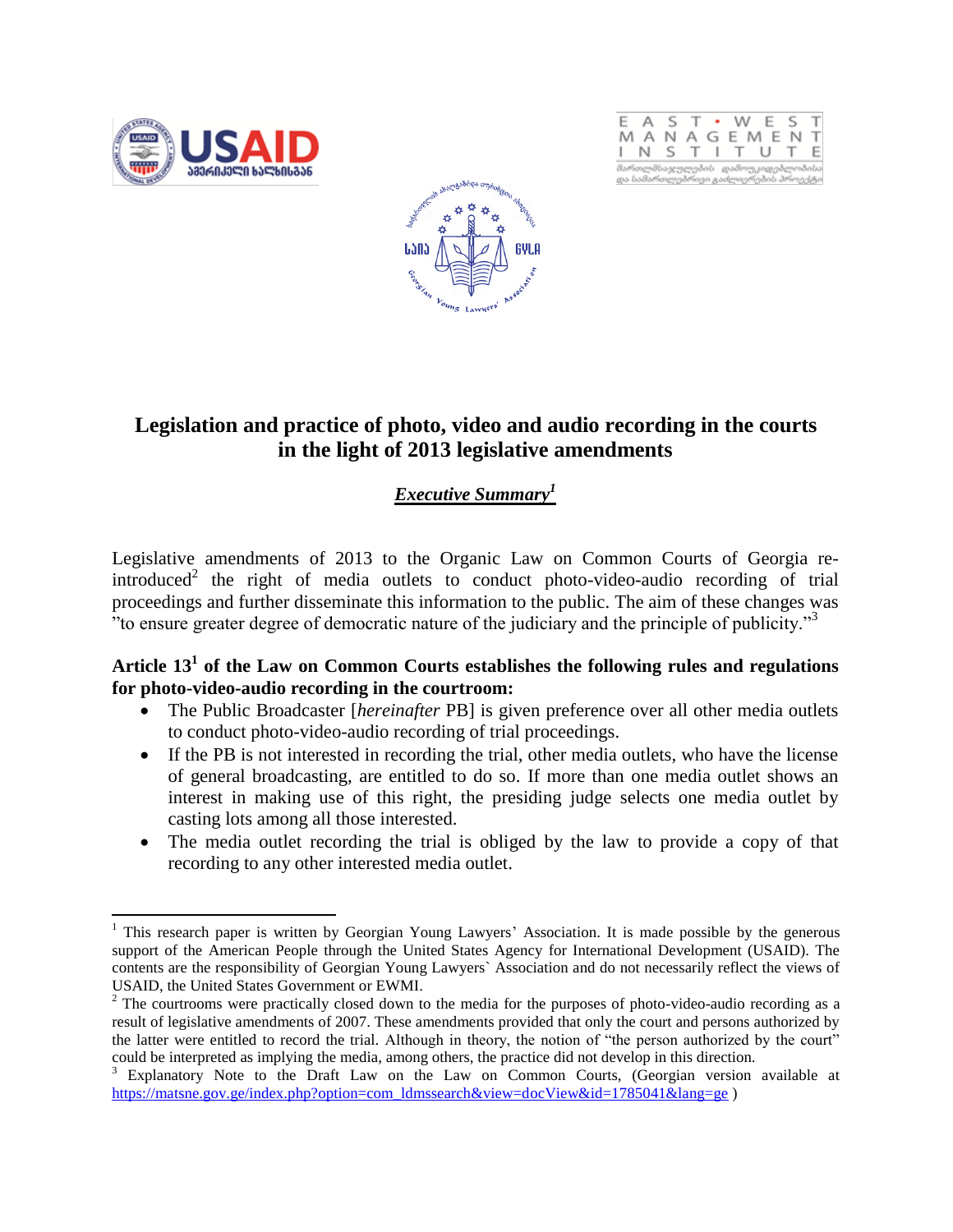# Legislation and practice of photo, video and audio recording in the courts in the light of 2013 legislative amendments

## *Executive Summary*[1]

Legislative amendments of 2013 to the Organic Law on Common Courts of Georgia re-introduced[2] the right of media outlets to conduct photo-video-audio recording of trial proceedings and further disseminate this information to the public. The aim of these changes was "to ensure greater degree of democratic nature of the judiciary and the principle of publicity."[3]

**Article 13[1] of the Law on Common Courts establishes the following rules and regulations for photo-video-audio recording in the courtroom:**

- The Public Broadcaster [*hereinafter* PB] is given preference over all other media outlets to conduct photo-video-audio recording of trial proceedings.
- If the PB is not interested in recording the trial, other media outlets, who have the license of general broadcasting, are entitled to do so. If more than one media outlet shows an interest in making use of this right, the presiding judge selects one media outlet by casting lots among all those interested.
- The media outlet recording the trial is obliged by the law to provide a copy of that recording to any other interested media outlet.

---

[1] This research paper is written by Georgian Young Lawyers' Association. It is made possible by the generous support of the American People through the United States Agency for International Development (USAID). The contents are the responsibility of Georgian Young Lawyers` Association and do not necessarily reflect the views of USAID, the United States Government or EWMI.

[2] The courtrooms were practically closed down to the media for the purposes of photo-video-audio recording as a result of legislative amendments of 2007. These amendments provided that only the court and persons authorized by the latter were entitled to record the trial. Although in theory, the notion of "the person authorized by the court" could be interpreted as implying the media, among others, the practice did not develop in this direction.

[3] Explanatory Note to the Draft Law on the Law on Common Courts, (Georgian version available at https://matsne.gov.ge/index.php?option=com_ldmssearch&view=docView&id=1785041&lang=ge )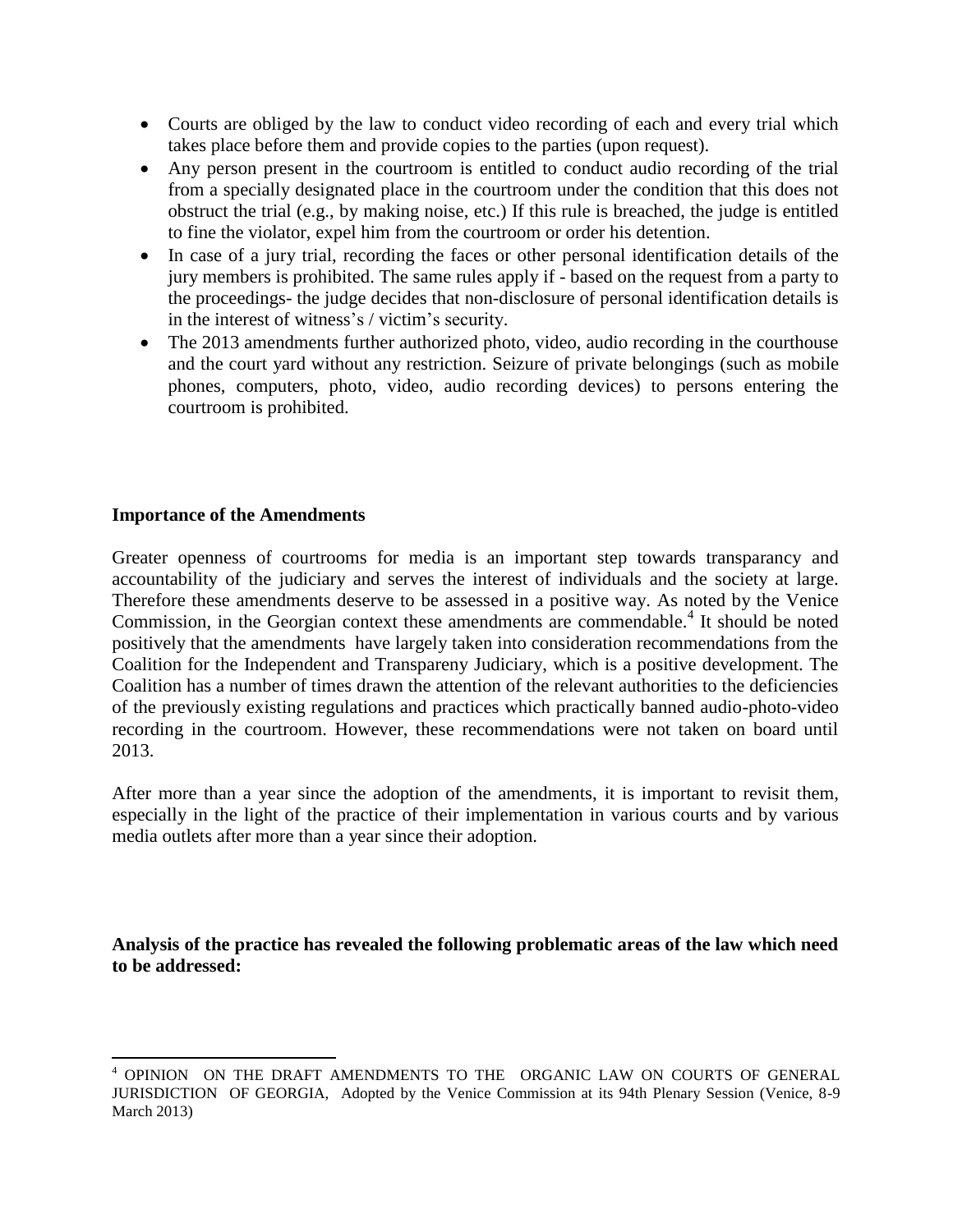- Courts are obliged by the law to conduct video recording of each and every trial which takes place before them and provide copies to the parties (upon request).
- Any person present in the courtroom is entitled to conduct audio recording of the trial from a specially designated place in the courtroom under the condition that this does not obstruct the trial (e.g., by making noise, etc.) If this rule is breached, the judge is entitled to fine the violator, expel him from the courtroom or order his detention.
- In case of a jury trial, recording the faces or other personal identification details of the jury members is prohibited. The same rules apply if - based on the request from a party to the proceedings- the judge decides that non-disclosure of personal identification details is in the interest of witness's / victim's security.
- The 2013 amendments further authorized photo, video, audio recording in the courthouse and the court yard without any restriction. Seizure of private belongings (such as mobile phones, computers, photo, video, audio recording devices) to persons entering the courtroom is prohibited.

**Importance of the Amendments**

Greater openness of courtrooms for media is an important step towards transparancy and accountability of the judiciary and serves the interest of individuals and the society at large. Therefore these amendments deserve to be assessed in a positive way. As noted by the Venice Commission, in the Georgian context these amendments are commendable.[4] It should be noted positively that the amendments have largely taken into consideration recommendations from the Coalition for the Independent and Transpareny Judiciary, which is a positive development. The Coalition has a number of times drawn the attention of the relevant authorities to the deficiencies of the previously existing regulations and practices which practically banned audio-photo-video recording in the courtroom. However, these recommendations were not taken on board until 2013.

After more than a year since the adoption of the amendments, it is important to revisit them, especially in the light of the practice of their implementation in various courts and by various media outlets after more than a year since their adoption.

**Analysis of the practice has revealed the following problematic areas of the law which need to be addressed:**

[4] OPINION ON THE DRAFT AMENDMENTS TO THE ORGANIC LAW ON COURTS OF GENERAL JURISDICTION OF GEORGIA, Adopted by the Venice Commission at its 94th Plenary Session (Venice, 8-9 March 2013)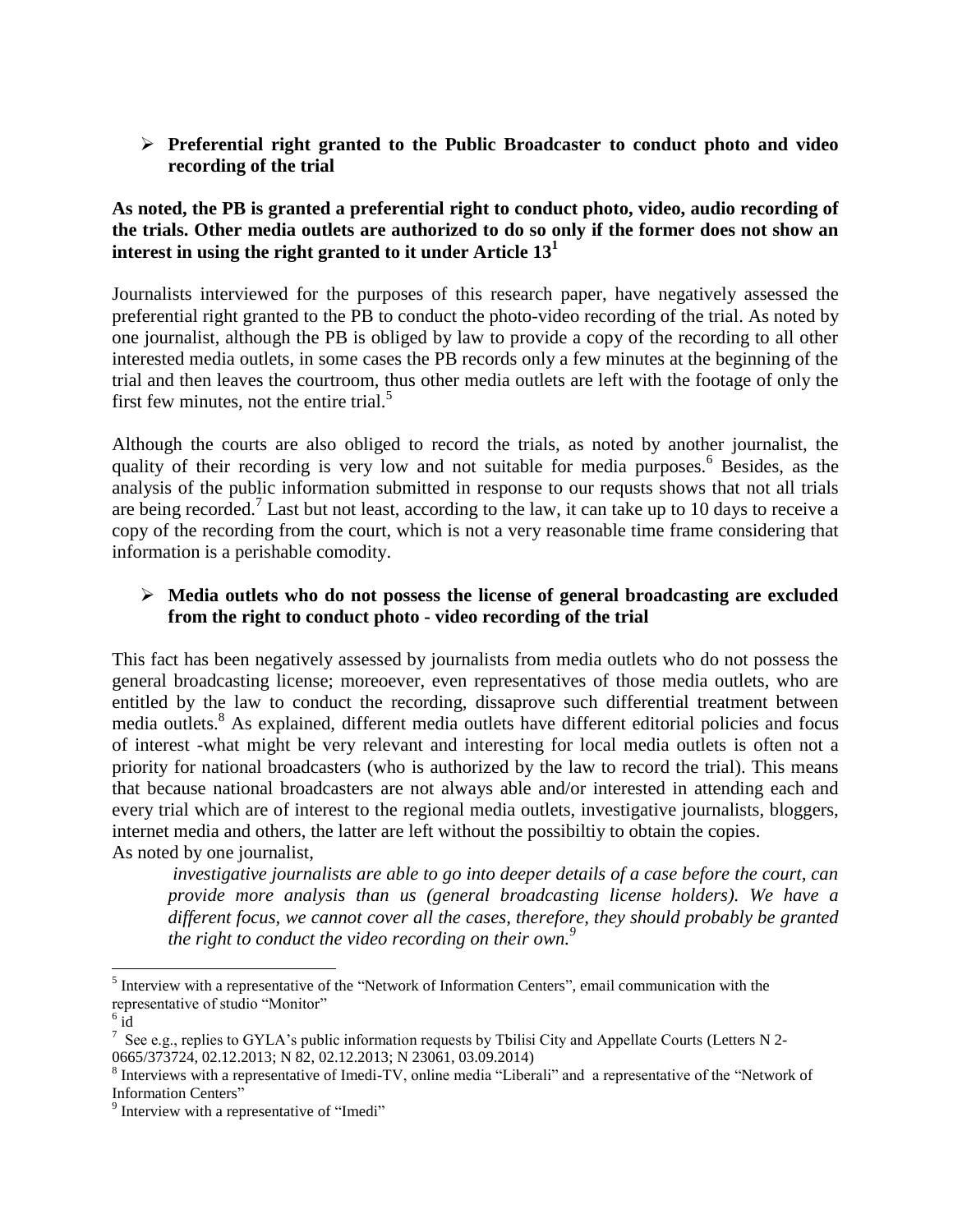- **Preferential right granted to the Public Broadcaster to conduct photo and video recording of the trial**

**As noted, the PB is granted a preferential right to conduct photo, video, audio recording of the trials. Other media outlets are authorized to do so only if the former does not show an interest in using the right granted to it under Article 13[1]**

Journalists interviewed for the purposes of this research paper, have negatively assessed the preferential right granted to the PB to conduct the photo-video recording of the trial. As noted by one journalist, although the PB is obliged by law to provide a copy of the recording to all other interested media outlets, in some cases the PB records only a few minutes at the beginning of the trial and then leaves the courtroom, thus other media outlets are left with the footage of only the first few minutes, not the entire trial.[5]

Although the courts are also obliged to record the trials, as noted by another journalist, the quality of their recording is very low and not suitable for media purposes.[6] Besides, as the analysis of the public information submitted in response to our requsts shows that not all trials are being recorded.[7] Last but not least, according to the law, it can take up to 10 days to receive a copy of the recording from the court, which is not a very reasonable time frame considering that information is a perishable comodity.

- **Media outlets who do not possess the license of general broadcasting are excluded from the right to conduct photo - video recording of the trial**

This fact has been negatively assessed by journalists from media outlets who do not possess the general broadcasting license; moreoever, even representatives of those media outlets, who are entitled by the law to conduct the recording, dissaprove such differential treatment between media outlets.[8] As explained, different media outlets have different editorial policies and focus of interest -what might be very relevant and interesting for local media outlets is often not a priority for national broadcasters (who is authorized by the law to record the trial). This means that because national broadcasters are not always able and/or interested in attending each and every trial which are of interest to the regional media outlets, investigative journalists, bloggers, internet media and others, the latter are left without the possibiltiy to obtain the copies.
As noted by one journalist,

> *investigative journalists are able to go into deeper details of a case before the court, can provide more analysis than us (general broadcasting license holders). We have a different focus, we cannot cover all the cases, therefore, they should probably be granted the right to conduct the video recording on their own.*[9]

---

[5] Interview with a representative of the "Network of Information Centers", email communication with the representative of studio "Monitor"

[6] id

[7] See e.g., replies to GYLA's public information requests by Tbilisi City and Appellate Courts (Letters N 2-0665/373724, 02.12.2013; N 82, 02.12.2013; N 23061, 03.09.2014)

[8] Interviews with a representative of Imedi-TV, online media "Liberali" and a representative of the "Network of Information Centers"

[9] Interview with a representative of "Imedi"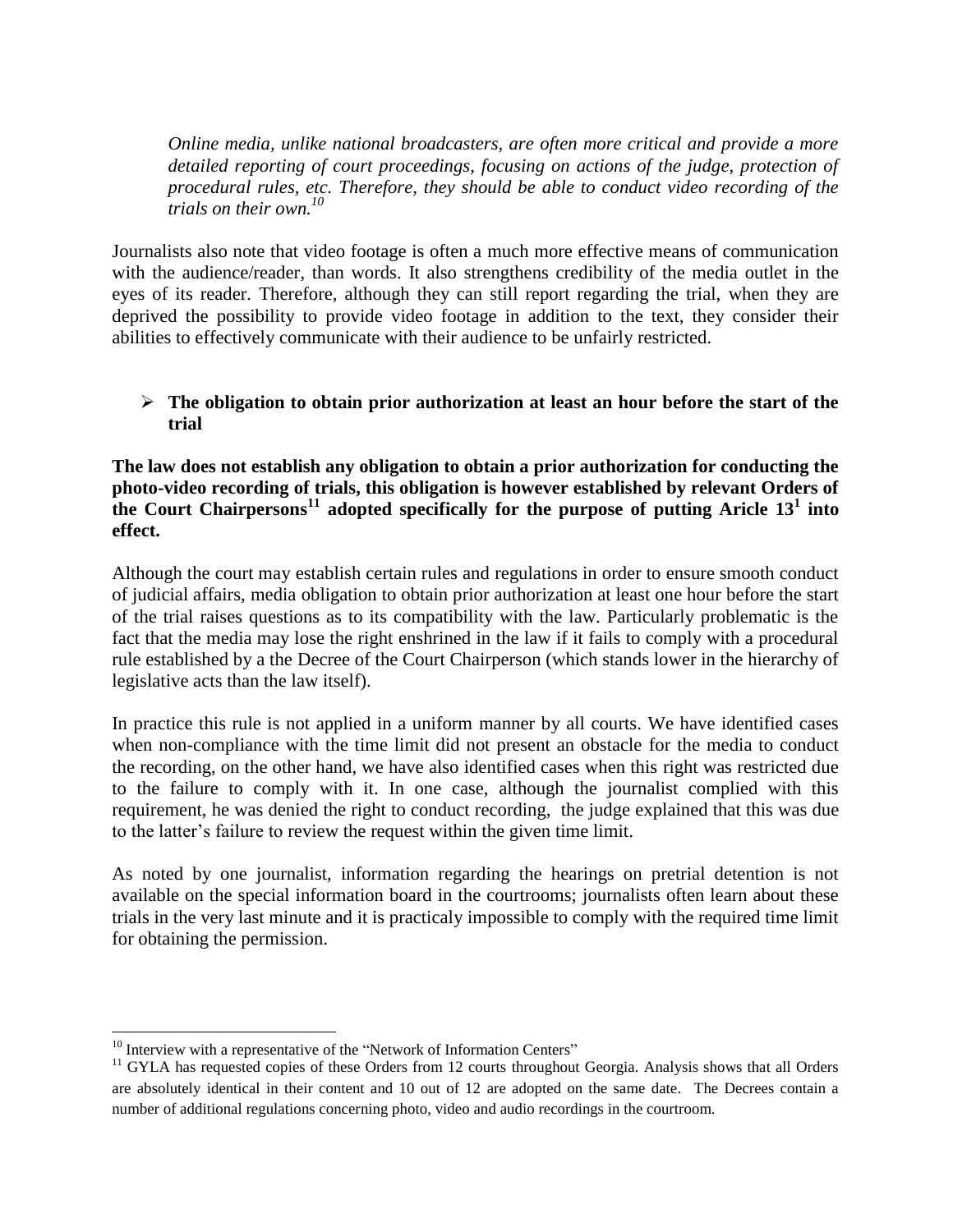*Online media, unlike national broadcasters, are often more critical and provide a more detailed reporting of court proceedings, focusing on actions of the judge, protection of procedural rules, etc. Therefore, they should be able to conduct video recording of the trials on their own.*[10]

Journalists also note that video footage is often a much more effective means of communication with the audience/reader, than words. It also strengthens credibility of the media outlet in the eyes of its reader. Therefore, although they can still report regarding the trial, when they are deprived the possibility to provide video footage in addition to the text, they consider their abilities to effectively communicate with their audience to be unfairly restricted.

- **The obligation to obtain prior authorization at least an hour before the start of the trial**

**The law does not establish any obligation to obtain a prior authorization for conducting the photo-video recording of trials, this obligation is however established by relevant Orders of the Court Chairpersons[11] adopted specifically for the purpose of putting Aricle 13[1] into effect.**

Although the court may establish certain rules and regulations in order to ensure smooth conduct of judicial affairs, media obligation to obtain prior authorization at least one hour before the start of the trial raises questions as to its compatibility with the law. Particularly problematic is the fact that the media may lose the right enshrined in the law if it fails to comply with a procedural rule established by a the Decree of the Court Chairperson (which stands lower in the hierarchy of legislative acts than the law itself).

In practice this rule is not applied in a uniform manner by all courts. We have identified cases when non-compliance with the time limit did not present an obstacle for the media to conduct the recording, on the other hand, we have also identified cases when this right was restricted due to the failure to comply with it. In one case, although the journalist complied with this requirement, he was denied the right to conduct recording, the judge explained that this was due to the latter's failure to review the request within the given time limit.

As noted by one journalist, information regarding the hearings on pretrial detention is not available on the special information board in the courtrooms; journalists often learn about these trials in the very last minute and it is practicaly impossible to comply with the required time limit for obtaining the permission.

---

[10] Interview with a representative of the "Network of Information Centers"

[11] GYLA has requested copies of these Orders from 12 courts throughout Georgia. Analysis shows that all Orders are absolutely identical in their content and 10 out of 12 are adopted on the same date. The Decrees contain a number of additional regulations concerning photo, video and audio recordings in the courtroom.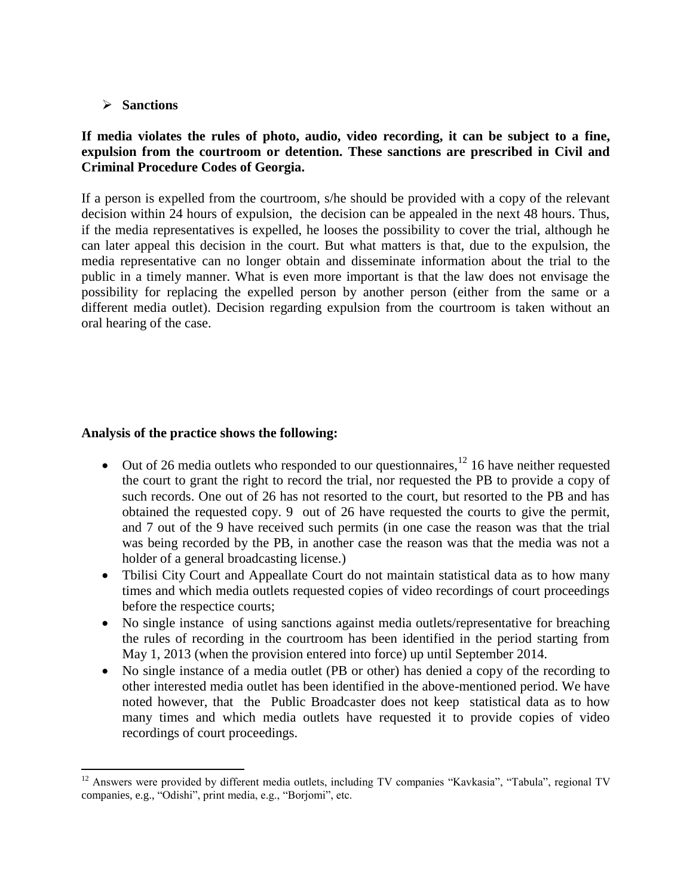- **Sanctions**

**If media violates the rules of photo, audio, video recording, it can be subject to a fine, expulsion from the courtroom or detention. These sanctions are prescribed in Civil and Criminal Procedure Codes of Georgia.**

If a person is expelled from the courtroom, s/he should be provided with a copy of the relevant decision within 24 hours of expulsion, the decision can be appealed in the next 48 hours. Thus, if the media representatives is expelled, he looses the possibility to cover the trial, although he can later appeal this decision in the court. But what matters is that, due to the expulsion, the media representative can no longer obtain and disseminate information about the trial to the public in a timely manner. What is even more important is that the law does not envisage the possibility for replacing the expelled person by another person (either from the same or a different media outlet). Decision regarding expulsion from the courtroom is taken without an oral hearing of the case.

**Analysis of the practice shows the following:**

- Out of 26 media outlets who responded to our questionnaires,[12] 16 have neither requested the court to grant the right to record the trial, nor requested the PB to provide a copy of such records. One out of 26 has not resorted to the court, but resorted to the PB and has obtained the requested copy. 9 out of 26 have requested the courts to give the permit, and 7 out of the 9 have received such permits (in one case the reason was that the trial was being recorded by the PB, in another case the reason was that the media was not a holder of a general broadcasting license.)
- Tbilisi City Court and Appeallate Court do not maintain statistical data as to how many times and which media outlets requested copies of video recordings of court proceedings before the respectice courts;
- No single instance of using sanctions against media outlets/representative for breaching the rules of recording in the courtroom has been identified in the period starting from May 1, 2013 (when the provision entered into force) up until September 2014.
- No single instance of a media outlet (PB or other) has denied a copy of the recording to other interested media outlet has been identified in the above-mentioned period. We have noted however, that the Public Broadcaster does not keep statistical data as to how many times and which media outlets have requested it to provide copies of video recordings of court proceedings.

[12] Answers were provided by different media outlets, including TV companies “Kavkasia”, “Tabula”, regional TV companies, e.g., “Odishi”, print media, e.g., “Borjomi”, etc.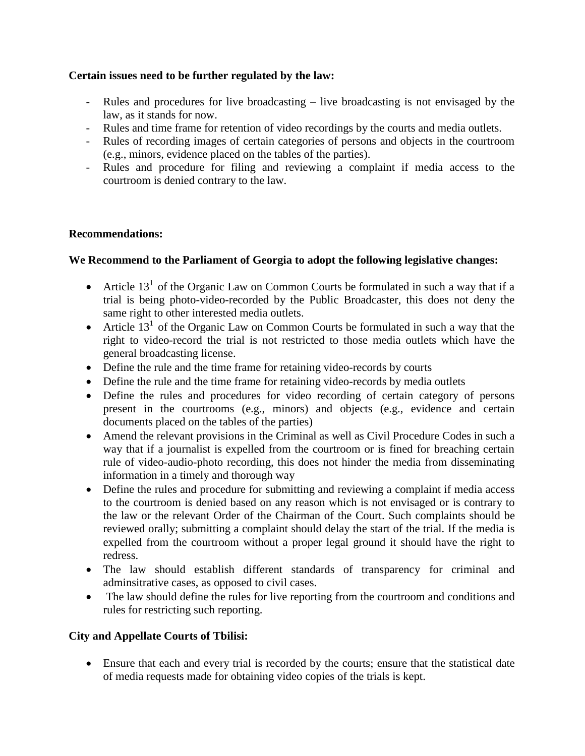**Certain issues need to be further regulated by the law:**

- Rules and procedures for live broadcasting – live broadcasting is not envisaged by the law, as it stands for now.
- Rules and time frame for retention of video recordings by the courts and media outlets.
- Rules of recording images of certain categories of persons and objects in the courtroom (e.g., minors, evidence placed on the tables of the parties).
- Rules and procedure for filing and reviewing a complaint if media access to the courtroom is denied contrary to the law.

**Recommendations:**

**We Recommend to the Parliament of Georgia to adopt the following legislative changes:**

- Article 13[1] of the Organic Law on Common Courts be formulated in such a way that if a trial is being photo-video-recorded by the Public Broadcaster, this does not deny the same right to other interested media outlets.
- Article 13[1] of the Organic Law on Common Courts be formulated in such a way that the right to video-record the trial is not restricted to those media outlets which have the general broadcasting license.
- Define the rule and the time frame for retaining video-records by courts
- Define the rule and the time frame for retaining video-records by media outlets
- Define the rules and procedures for video recording of certain category of persons present in the courtrooms (e.g., minors) and objects (e.g., evidence and certain documents placed on the tables of the parties)
- Amend the relevant provisions in the Criminal as well as Civil Procedure Codes in such a way that if a journalist is expelled from the courtroom or is fined for breaching certain rule of video-audio-photo recording, this does not hinder the media from disseminating information in a timely and thorough way
- Define the rules and procedure for submitting and reviewing a complaint if media access to the courtroom is denied based on any reason which is not envisaged or is contrary to the law or the relevant Order of the Chairman of the Court. Such complaints should be reviewed orally; submitting a complaint should delay the start of the trial. If the media is expelled from the courtroom without a proper legal ground it should have the right to redress.
- The law should establish different standards of transparency for criminal and adminsitrative cases, as opposed to civil cases.
- The law should define the rules for live reporting from the courtroom and conditions and rules for restricting such reporting.

**City and Appellate Courts of Tbilisi:**

- Ensure that each and every trial is recorded by the courts; ensure that the statistical date of media requests made for obtaining video copies of the trials is kept.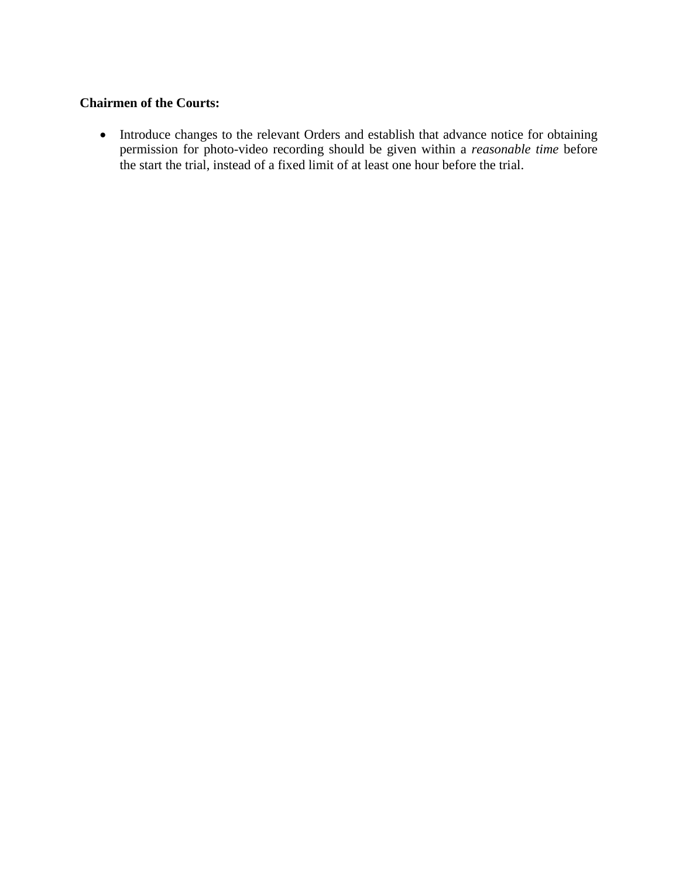**Chairmen of the Courts:**

- Introduce changes to the relevant Orders and establish that advance notice for obtaining permission for photo-video recording should be given within a *reasonable time* before the start the trial, instead of a fixed limit of at least one hour before the trial.